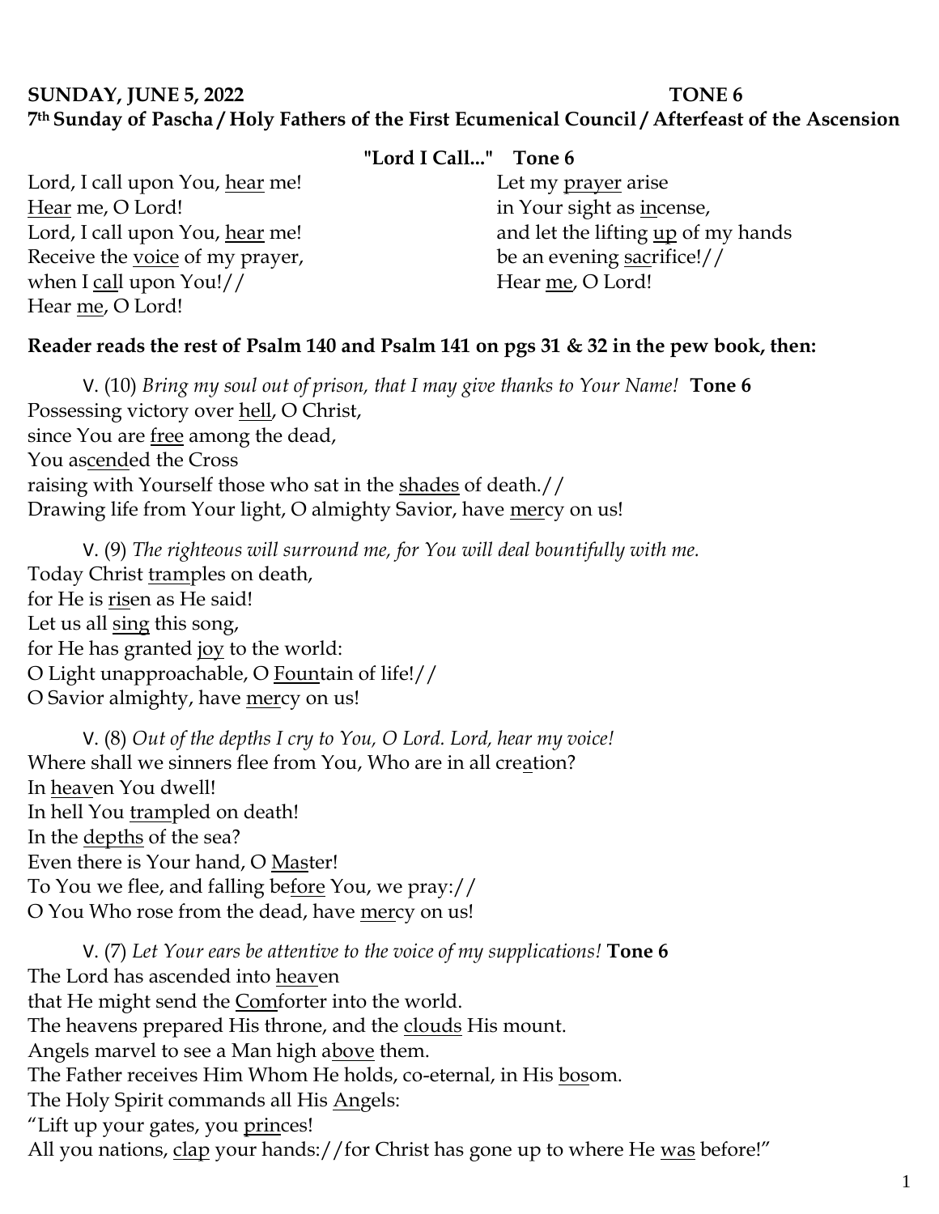**SUNDAY, JUNE 5, 2022** **TONE 6**

**7th Sunday of Pascha / Holy Fathers of the First Ecumenical Council / Afterfeast of the Ascension**

**"Lord I Call..." Tone 6**

Lord, I call upon You, <u>hear</u> me!
<u>Hear</u> me, O Lord!
Lord, I call upon You, <u>hear</u> me!
Receive the <u>voice</u> of my prayer,
when I <u>call</u> upon You!//
Hear <u>me</u>, O Lord!

Let my <u>prayer</u> arise
in Your sight as <u>in</u>cense,
and let the lifting <u>up</u> of my hands
be an evening <u>sac</u>rifice!//
Hear <u>me</u>, O Lord!

**Reader reads the rest of Psalm 140 and Psalm 141 on pgs 31 & 32 in the pew book, then:**

V. (10) *Bring my soul out of prison, that I may give thanks to Your Name!* **Tone 6**
Possessing victory over <u>hell</u>, O Christ,
since You are <u>free</u> among the dead,
You as<u>cend</u>ed the Cross
raising with Yourself those who sat in the <u>shades</u> of death.//
Drawing life from Your light, O almighty Savior, have <u>mer</u>cy on us!

V. (9) *The righteous will surround me, for You will deal bountifully with me.*
Today Christ <u>tram</u>ples on death,
for He is <u>ris</u>en as He said!
Let us all <u>sing</u> this song,
for He has granted <u>joy</u> to the world:
O Light unapproachable, O <u>Foun</u>tain of life!//
O Savior almighty, have <u>mer</u>cy on us!

V. (8) *Out of the depths I cry to You, O Lord. Lord, hear my voice!*
Where shall we sinners flee from You, Who are in all cre<u>a</u>tion?
In <u>heav</u>en You dwell!
In hell You <u>tram</u>pled on death!
In the <u>depths</u> of the sea?
Even there is Your hand, O <u>Mas</u>ter!
To You we flee, and falling be<u>fore</u> You, we pray://
O You Who rose from the dead, have <u>mer</u>cy on us!

V. (7) *Let Your ears be attentive to the voice of my supplications!* **Tone 6**
The Lord has ascended into <u>heav</u>en
that He might send the <u>Com</u>forter into the world.
The heavens prepared His throne, and the <u>clouds</u> His mount.
Angels marvel to see a Man high a<u>bove</u> them.
The Father receives Him Whom He holds, co-eternal, in His <u>bos</u>om.
The Holy Spirit commands all His <u>An</u>gels:
"Lift up your gates, you <u>prin</u>ces!
All you nations, <u>clap</u> your hands://for Christ has gone up to where He <u>was</u> before!"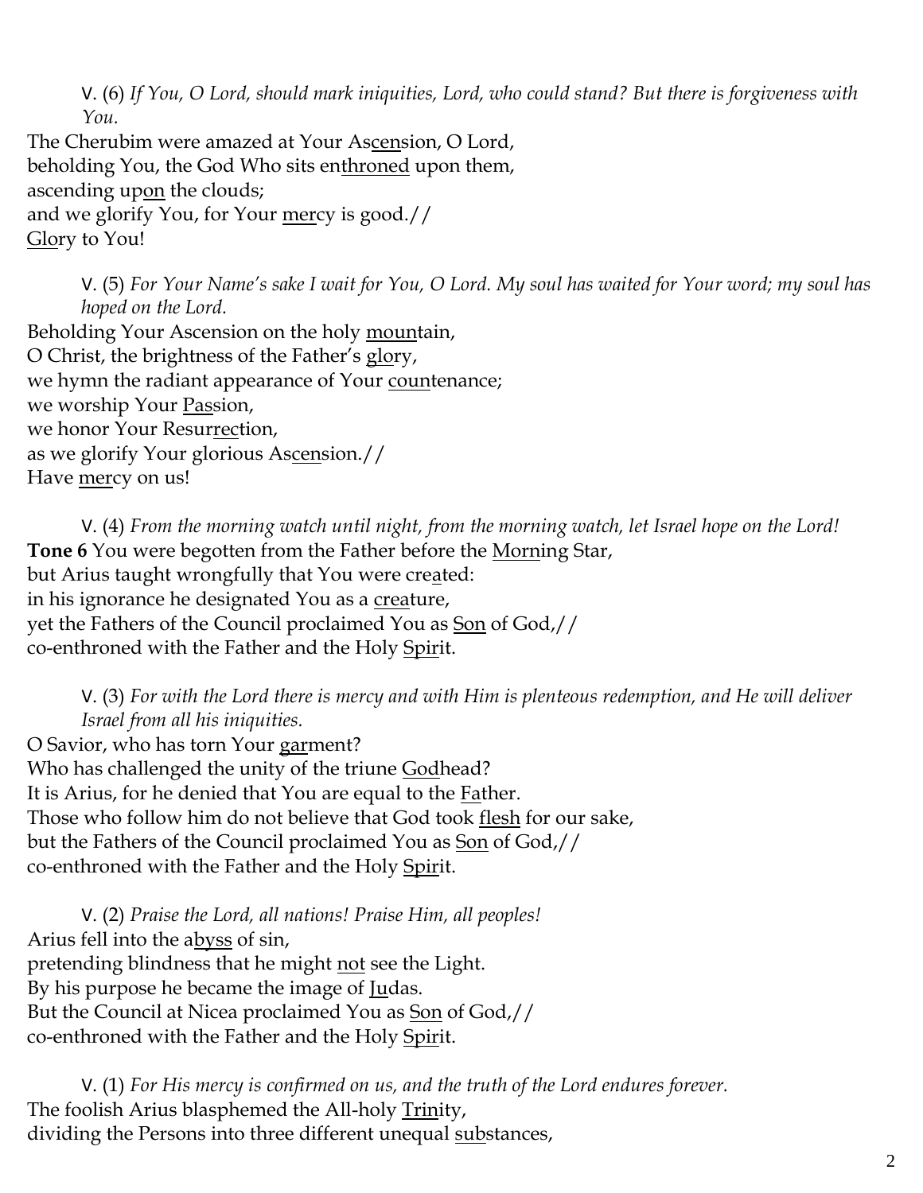V. (6) *If You, O Lord, should mark iniquities, Lord, who could stand? But there is forgiveness with You.*

The Cherubim were amazed at Your Ascension, O Lord,
beholding You, the God Who sits enthroned upon them,
ascending upon the clouds;
and we glorify You, for Your mercy is good.//
Glory to You!

V. (5) *For Your Name's sake I wait for You, O Lord. My soul has waited for Your word; my soul has hoped on the Lord.*

Beholding Your Ascension on the holy mountain,
O Christ, the brightness of the Father's glory,
we hymn the radiant appearance of Your countenance;
we worship Your Passion,
we honor Your Resurrection,
as we glorify Your glorious Ascension.//
Have mercy on us!

V. (4) *From the morning watch until night, from the morning watch, let Israel hope on the Lord!*

**Tone 6** You were begotten from the Father before the Morning Star,
but Arius taught wrongfully that You were created:
in his ignorance he designated You as a creature,
yet the Fathers of the Council proclaimed You as Son of God,//
co-enthroned with the Father and the Holy Spirit.

V. (3) *For with the Lord there is mercy and with Him is plenteous redemption, and He will deliver Israel from all his iniquities.*

O Savior, who has torn Your garment?
Who has challenged the unity of the triune Godhead?
It is Arius, for he denied that You are equal to the Father.
Those who follow him do not believe that God took flesh for our sake,
but the Fathers of the Council proclaimed You as Son of God,//
co-enthroned with the Father and the Holy Spirit.

V. (2) *Praise the Lord, all nations! Praise Him, all peoples!*

Arius fell into the abyss of sin,
pretending blindness that he might not see the Light.
By his purpose he became the image of Judas.
But the Council at Nicea proclaimed You as Son of God,//
co-enthroned with the Father and the Holy Spirit.

V. (1) *For His mercy is confirmed on us, and the truth of the Lord endures forever.*

The foolish Arius blasphemed the All-holy Trinity,
dividing the Persons into three different unequal substances,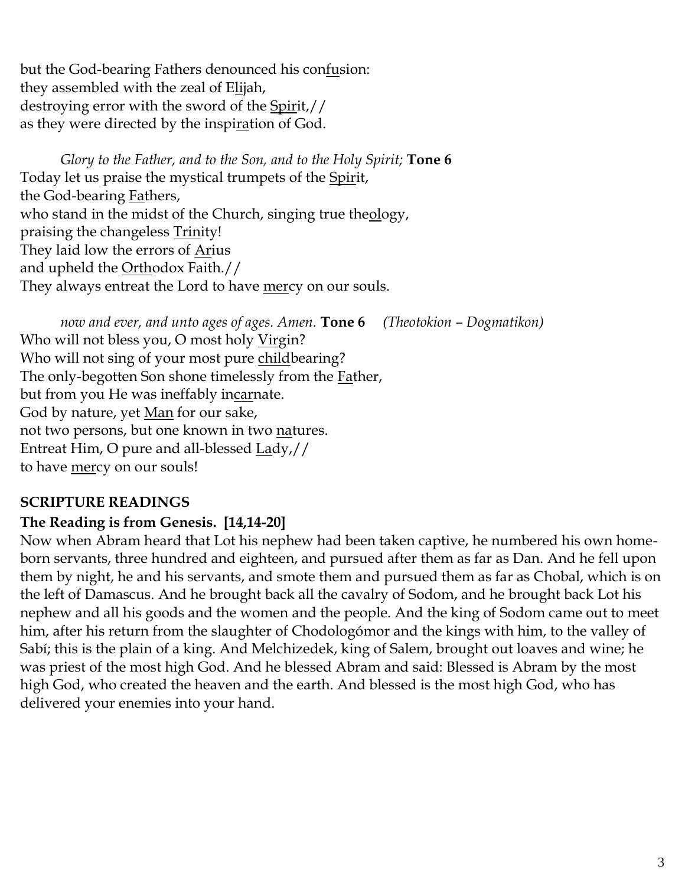but the God-bearing Fathers denounced his con<u>fu</u>sion:
they assembled with the zeal of E<u>li</u>jah,
destroying error with the sword of the <u>Spir</u>it,//
as they were directed by the inspi<u>ra</u>tion of God.

*Glory to the Father, and to the Son, and to the Holy Spirit;* **Tone 6**
Today let us praise the mystical trumpets of the <u>Spir</u>it,
the God-bearing <u>Fa</u>thers,
who stand in the midst of the Church, singing true the<u>ol</u>ogy,
praising the changeless <u>Trin</u>ity!
They laid low the errors of <u>A</u>rius
and upheld the <u>Orth</u>odox Faith.//
They always entreat the Lord to have <u>mer</u>cy on our souls.

*now and ever, and unto ages of ages. Amen.* **Tone 6** *(Theotokion – Dogmatikon)*
Who will not bless you, O most holy <u>Vir</u>gin?
Who will not sing of your most pure <u>child</u>bearing?
The only-begotten Son shone timelessly from the <u>Fa</u>ther,
but from you He was ineffably in<u>car</u>nate.
God by nature, yet <u>Man</u> for our sake,
not two persons, but one known in two <u>na</u>tures.
Entreat Him, O pure and all-blessed <u>La</u>dy,//
to have <u>mer</u>cy on our souls!

## SCRIPTURE READINGS

### The Reading is from Genesis. [14,14-20]

Now when Abram heard that Lot his nephew had been taken captive, he numbered his own home-born servants, three hundred and eighteen, and pursued after them as far as Dan. And he fell upon them by night, he and his servants, and smote them and pursued them as far as Chobal, which is on the left of Damascus. And he brought back all the cavalry of Sodom, and he brought back Lot his nephew and all his goods and the women and the people. And the king of Sodom came out to meet him, after his return from the slaughter of Chodologómor and the kings with him, to the valley of Sabí; this is the plain of a king. And Melchizedek, king of Salem, brought out loaves and wine; he was priest of the most high God. And he blessed Abram and said: Blessed is Abram by the most high God, who created the heaven and the earth. And blessed is the most high God, who has delivered your enemies into your hand.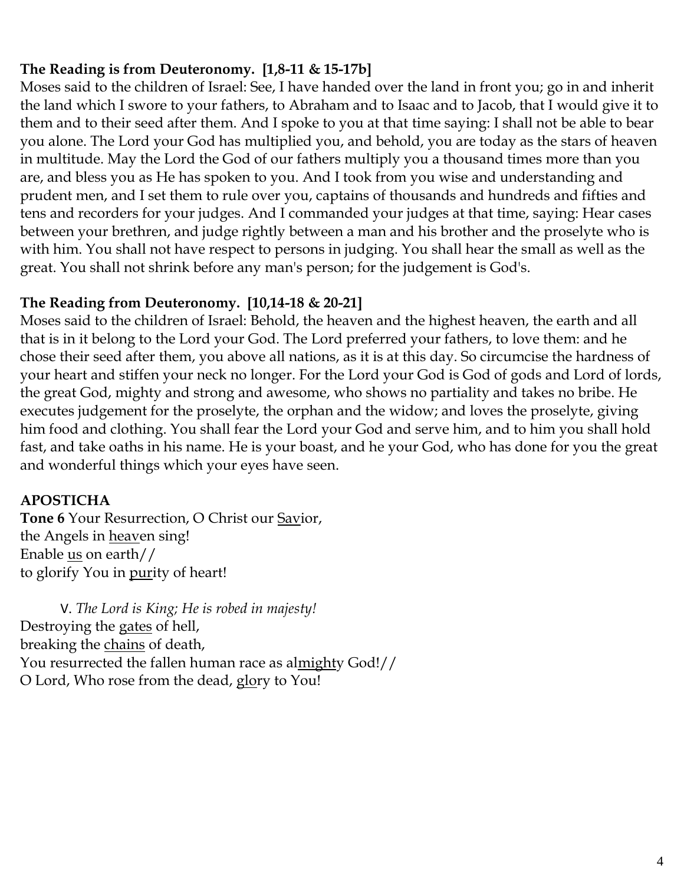**The Reading is from Deuteronomy. [1,8-11 & 15-17b]**
Moses said to the children of Israel: See, I have handed over the land in front you; go in and inherit the land which I swore to your fathers, to Abraham and to Isaac and to Jacob, that I would give it to them and to their seed after them. And I spoke to you at that time saying: I shall not be able to bear you alone. The Lord your God has multiplied you, and behold, you are today as the stars of heaven in multitude. May the Lord the God of our fathers multiply you a thousand times more than you are, and bless you as He has spoken to you. And I took from you wise and understanding and prudent men, and I set them to rule over you, captains of thousands and hundreds and fifties and tens and recorders for your judges. And I commanded your judges at that time, saying: Hear cases between your brethren, and judge rightly between a man and his brother and the proselyte who is with him. You shall not have respect to persons in judging. You shall hear the small as well as the great. You shall not shrink before any man's person; for the judgement is God's.

**The Reading from Deuteronomy. [10,14-18 & 20-21]**
Moses said to the children of Israel: Behold, the heaven and the highest heaven, the earth and all that is in it belong to the Lord your God. The Lord preferred your fathers, to love them: and he chose their seed after them, you above all nations, as it is at this day. So circumcise the hardness of your heart and stiffen your neck no longer. For the Lord your God is God of gods and Lord of lords, the great God, mighty and strong and awesome, who shows no partiality and takes no bribe. He executes judgement for the proselyte, the orphan and the widow; and loves the proselyte, giving him food and clothing. You shall fear the Lord your God and serve him, and to him you shall hold fast, and take oaths in his name. He is your boast, and he your God, who has done for you the great and wonderful things which your eyes have seen.

**APOSTICHA**

**Tone 6** Your Resurrection, O Christ our Savior,
the Angels in heaven sing!
Enable us on earth//
to glorify You in purity of heart!

V. *The Lord is King; He is robed in majesty!*
Destroying the gates of hell,
breaking the chains of death,
You resurrected the fallen human race as almighty God!//
O Lord, Who rose from the dead, glory to You!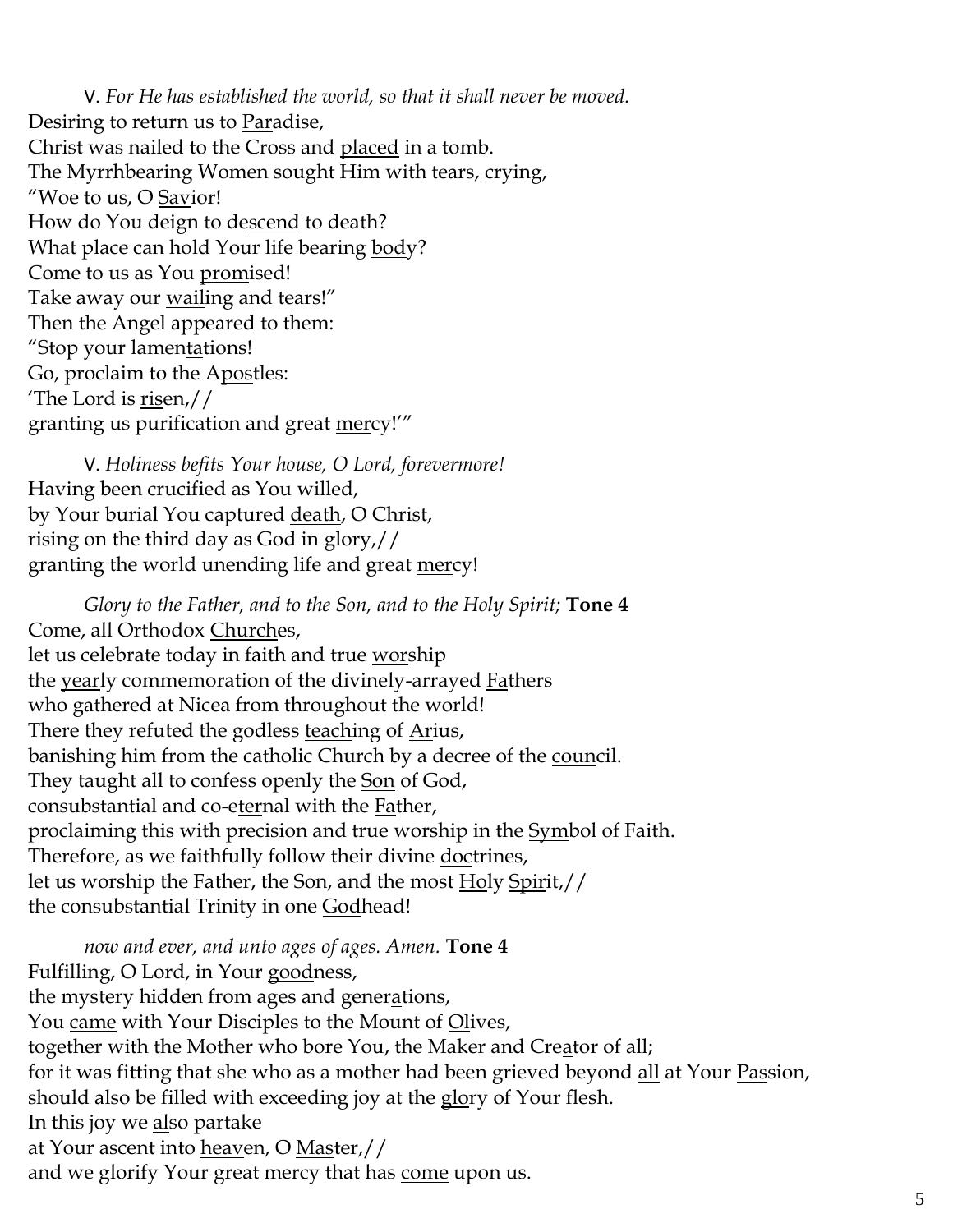V. *For He has established the world, so that it shall never be moved.*
Desiring to return us to <u>Par</u>adise,
Christ was nailed to the Cross and <u>placed</u> in a tomb.
The Myrrhbearing Women sought Him with tears, <u>cry</u>ing,
"Woe to us, O <u>Sav</u>ior!
How do You deign to de<u>scend</u> to death?
What place can hold Your life bearing <u>bod</u>y?
Come to us as You <u>prom</u>ised!
Take away our <u>wail</u>ing and tears!"
Then the Angel ap<u>peared</u> to them:
"Stop your lamen<u>ta</u>tions!
Go, proclaim to the A<u>pos</u>tles:
'The Lord is <u>ris</u>en,//
granting us purification and great <u>mer</u>cy!'"

V. *Holiness befits Your house, O Lord, forevermore!*
Having been <u>cru</u>cified as You willed,
by Your burial You captured <u>death</u>, O Christ,
rising on the third day as God in <u>glo</u>ry,//
granting the world unending life and great <u>mer</u>cy!

*Glory to the Father, and to the Son, and to the Holy Spirit;* **Tone 4**
Come, all Orthodox <u>Church</u>es,
let us celebrate today in faith and true <u>wor</u>ship
the <u>year</u>ly commemoration of the divinely-arrayed <u>Fa</u>thers
who gathered at Nicea from through<u>out</u> the world!
There they refuted the godless <u>teach</u>ing of <u>Ar</u>ius,
banishing him from the catholic Church by a decree of the <u>coun</u>cil.
They taught all to confess openly the <u>Son</u> of God,
consubstantial and co-e<u>ter</u>nal with the <u>Fa</u>ther,
proclaiming this with precision and true worship in the <u>Sym</u>bol of Faith.
Therefore, as we faithfully follow their divine <u>doc</u>trines,
let us worship the Father, the Son, and the most <u>Ho</u>ly <u>Spir</u>it,//
the consubstantial Trinity in one <u>God</u>head!

*now and ever, and unto ages of ages. Amen.* **Tone 4**
Fulfilling, O Lord, in Your <u>good</u>ness,
the mystery hidden from ages and gener<u>a</u>tions,
You <u>came</u> with Your Disciples to the Mount of <u>Ol</u>ives,
together with the Mother who bore You, the Maker and Cre<u>a</u>tor of all;
for it was fitting that she who as a mother had been grieved beyond <u>all</u> at Your <u>Pas</u>sion,
should also be filled with exceeding joy at the <u>glo</u>ry of Your flesh.
In this joy we <u>al</u>so partake
at Your ascent into <u>heav</u>en, O <u>Mas</u>ter,//
and we glorify Your great mercy that has <u>come</u> upon us.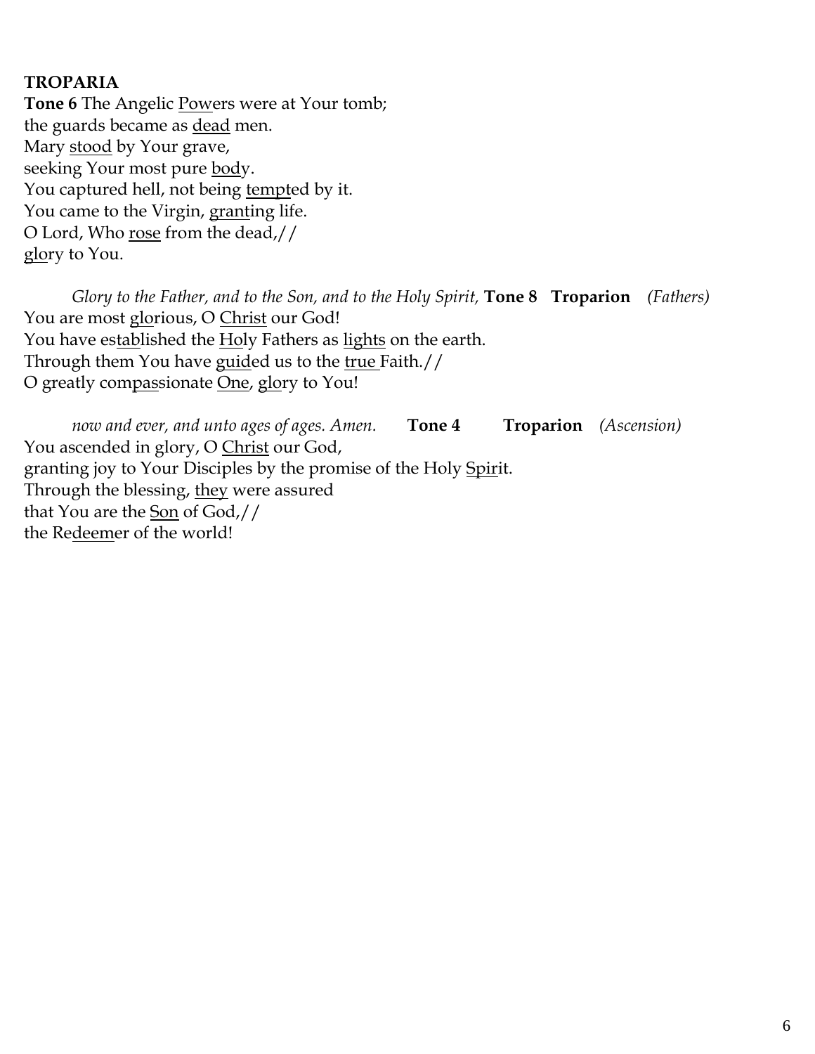**TROPARIA**

**Tone 6** The Angelic Powers were at Your tomb;
the guards became as dead men.
Mary stood by Your grave,
seeking Your most pure body.
You captured hell, not being tempted by it.
You came to the Virgin, granting life.
O Lord, Who rose from the dead,//
glory to You.

*Glory to the Father, and to the Son, and to the Holy Spirit,* **Tone 8 Troparion** *(Fathers)*
You are most glorious, O Christ our God!
You have established the Holy Fathers as lights on the earth.
Through them You have guided us to the true Faith.//
O greatly compassionate One, glory to You!

*now and ever, and unto ages of ages. Amen.* **Tone 4 Troparion** *(Ascension)*
You ascended in glory, O Christ our God,
granting joy to Your Disciples by the promise of the Holy Spirit.
Through the blessing, they were assured
that You are the Son of God,//
the Redeemer of the world!